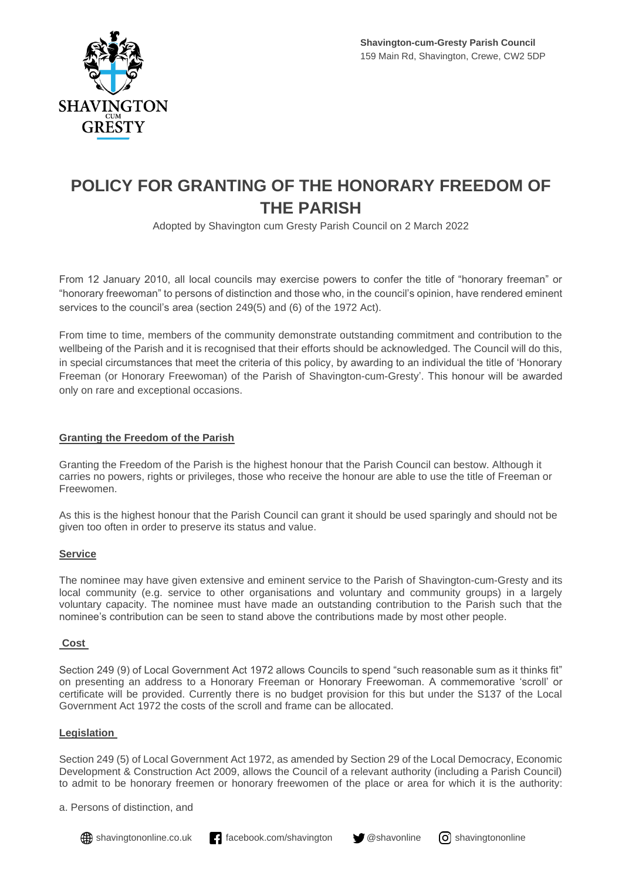**Shavington-cum-Gresty Parish Council**
159 Main Rd, Shavington, Crewe, CW2 5DP

# POLICY FOR GRANTING OF THE HONORARY FREEDOM OF THE PARISH

Adopted by Shavington cum Gresty Parish Council on 2 March 2022

From 12 January 2010, all local councils may exercise powers to confer the title of "honorary freeman" or "honorary freewoman" to persons of distinction and those who, in the council's opinion, have rendered eminent services to the council's area (section 249(5) and (6) of the 1972 Act).

From time to time, members of the community demonstrate outstanding commitment and contribution to the wellbeing of the Parish and it is recognised that their efforts should be acknowledged. The Council will do this, in special circumstances that meet the criteria of this policy, by awarding to an individual the title of 'Honorary Freeman (or Honorary Freewoman) of the Parish of Shavington-cum-Gresty'. This honour will be awarded only on rare and exceptional occasions.

## Granting the Freedom of the Parish

Granting the Freedom of the Parish is the highest honour that the Parish Council can bestow. Although it carries no powers, rights or privileges, those who receive the honour are able to use the title of Freeman or Freewomen.

As this is the highest honour that the Parish Council can grant it should be used sparingly and should not be given too often in order to preserve its status and value.

## Service

The nominee may have given extensive and eminent service to the Parish of Shavington-cum-Gresty and its local community (e.g. service to other organisations and voluntary and community groups) in a largely voluntary capacity. The nominee must have made an outstanding contribution to the Parish such that the nominee's contribution can be seen to stand above the contributions made by most other people.

## Cost

Section 249 (9) of Local Government Act 1972 allows Councils to spend "such reasonable sum as it thinks fit" on presenting an address to a Honorary Freeman or Honorary Freewoman. A commemorative 'scroll' or certificate will be provided. Currently there is no budget provision for this but under the S137 of the Local Government Act 1972 the costs of the scroll and frame can be allocated.

## Legislation

Section 249 (5) of Local Government Act 1972, as amended by Section 29 of the Local Democracy, Economic Development & Construction Act 2009, allows the Council of a relevant authority (including a Parish Council) to admit to be honorary freemen or honorary freewomen of the place or area for which it is the authority:

a. Persons of distinction, and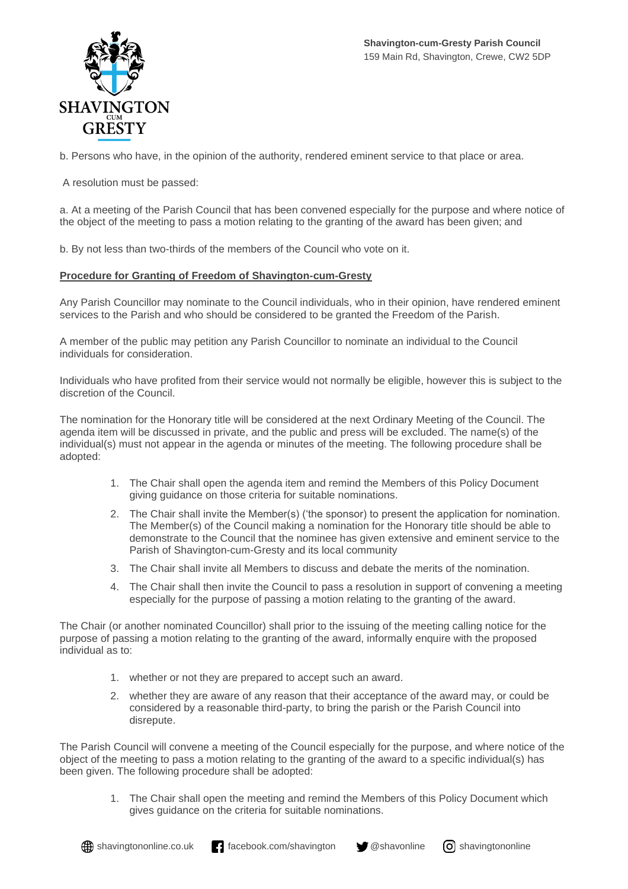b. Persons who have, in the opinion of the authority, rendered eminent service to that place or area.

A resolution must be passed:

a. At a meeting of the Parish Council that has been convened especially for the purpose and where notice of the object of the meeting to pass a motion relating to the granting of the award has been given; and

b. By not less than two-thirds of the members of the Council who vote on it.

**Procedure for Granting of Freedom of Shavington-cum-Gresty**

Any Parish Councillor may nominate to the Council individuals, who in their opinion, have rendered eminent services to the Parish and who should be considered to be granted the Freedom of the Parish.

A member of the public may petition any Parish Councillor to nominate an individual to the Council individuals for consideration.

Individuals who have profited from their service would not normally be eligible, however this is subject to the discretion of the Council.

The nomination for the Honorary title will be considered at the next Ordinary Meeting of the Council. The agenda item will be discussed in private, and the public and press will be excluded. The name(s) of the individual(s) must not appear in the agenda or minutes of the meeting. The following procedure shall be adopted:

1. The Chair shall open the agenda item and remind the Members of this Policy Document giving guidance on those criteria for suitable nominations.
2. The Chair shall invite the Member(s) ('the sponsor) to present the application for nomination. The Member(s) of the Council making a nomination for the Honorary title should be able to demonstrate to the Council that the nominee has given extensive and eminent service to the Parish of Shavington-cum-Gresty and its local community
3. The Chair shall invite all Members to discuss and debate the merits of the nomination.
4. The Chair shall then invite the Council to pass a resolution in support of convening a meeting especially for the purpose of passing a motion relating to the granting of the award.

The Chair (or another nominated Councillor) shall prior to the issuing of the meeting calling notice for the purpose of passing a motion relating to the granting of the award, informally enquire with the proposed individual as to:

1. whether or not they are prepared to accept such an award.
2. whether they are aware of any reason that their acceptance of the award may, or could be considered by a reasonable third-party, to bring the parish or the Parish Council into disrepute.

The Parish Council will convene a meeting of the Council especially for the purpose, and where notice of the object of the meeting to pass a motion relating to the granting of the award to a specific individual(s) has been given. The following procedure shall be adopted:

1. The Chair shall open the meeting and remind the Members of this Policy Document which gives guidance on the criteria for suitable nominations.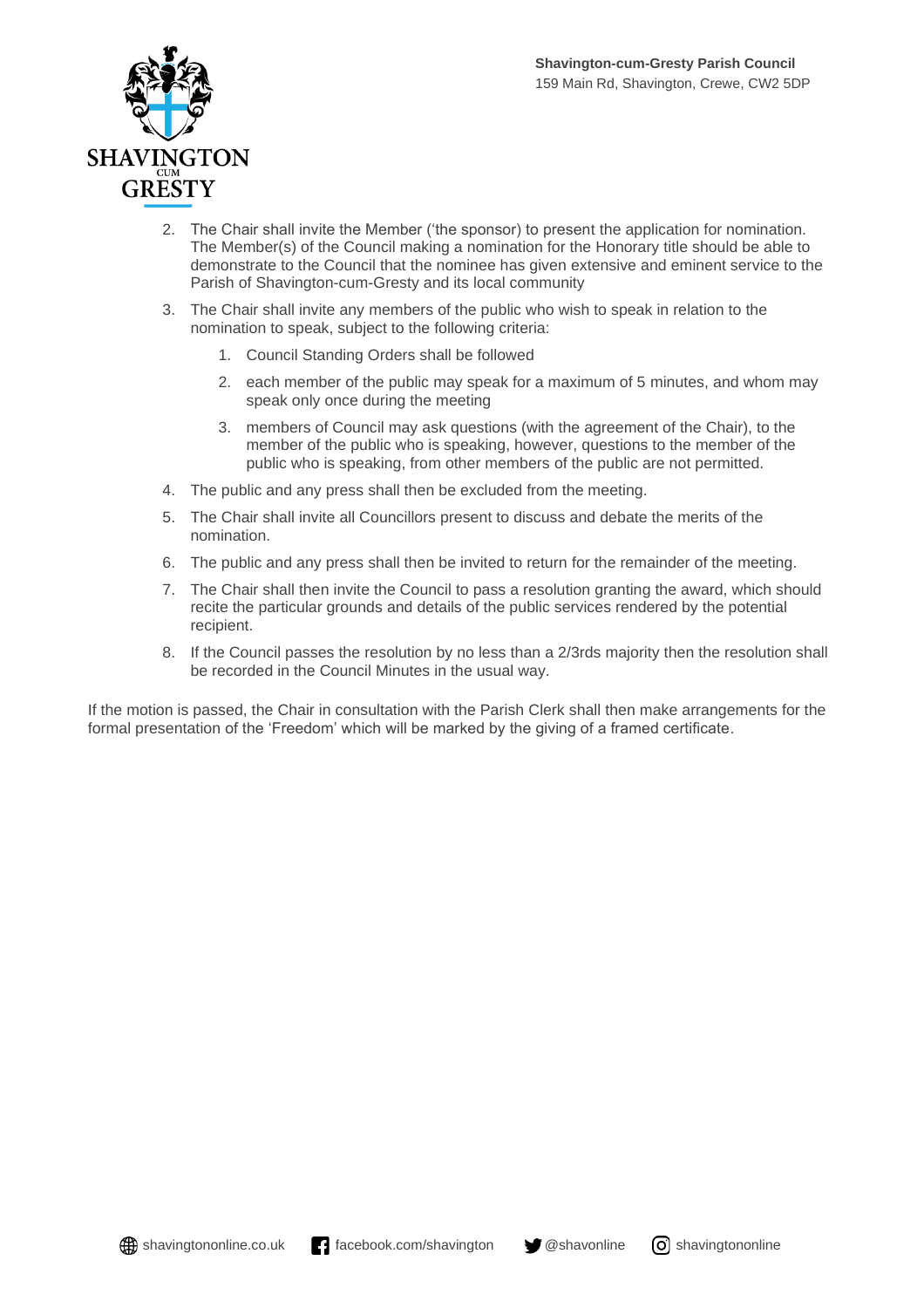2. The Chair shall invite the Member ('the sponsor) to present the application for nomination. The Member(s) of the Council making a nomination for the Honorary title should be able to demonstrate to the Council that the nominee has given extensive and eminent service to the Parish of Shavington-cum-Gresty and its local community
3. The Chair shall invite any members of the public who wish to speak in relation to the nomination to speak, subject to the following criteria:
    1. Council Standing Orders shall be followed
    2. each member of the public may speak for a maximum of 5 minutes, and whom may speak only once during the meeting
    3. members of Council may ask questions (with the agreement of the Chair), to the member of the public who is speaking, however, questions to the member of the public who is speaking, from other members of the public are not permitted.
4. The public and any press shall then be excluded from the meeting.
5. The Chair shall invite all Councillors present to discuss and debate the merits of the nomination.
6. The public and any press shall then be invited to return for the remainder of the meeting.
7. The Chair shall then invite the Council to pass a resolution granting the award, which should recite the particular grounds and details of the public services rendered by the potential recipient.
8. If the Council passes the resolution by no less than a 2/3rds majority then the resolution shall be recorded in the Council Minutes in the usual way.

If the motion is passed, the Chair in consultation with the Parish Clerk shall then make arrangements for the formal presentation of the 'Freedom' which will be marked by the giving of a framed certificate.